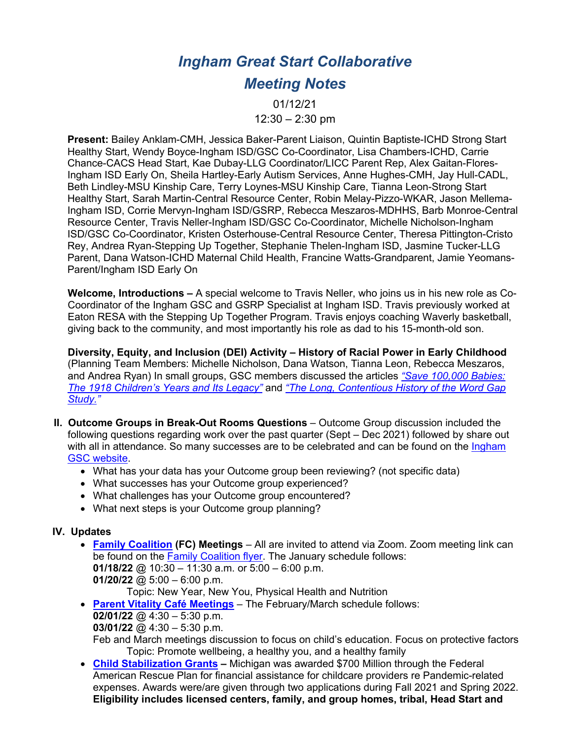# *Ingham Great Start Collaborative*
# *Meeting Notes*

01/12/21
12:30 – 2:30 pm

**Present:** Bailey Anklam-CMH, Jessica Baker-Parent Liaison, Quintin Baptiste-ICHD Strong Start Healthy Start, Wendy Boyce-Ingham ISD/GSC Co-Coordinator, Lisa Chambers-ICHD, Carrie Chance-CACS Head Start, Kae Dubay-LLG Coordinator/LICC Parent Rep, Alex Gaitan-Flores-Ingham ISD Early On, Sheila Hartley-Early Autism Services, Anne Hughes-CMH, Jay Hull-CADL, Beth Lindley-MSU Kinship Care, Terry Loynes-MSU Kinship Care, Tianna Leon-Strong Start Healthy Start, Sarah Martin-Central Resource Center, Robin Melay-Pizzo-WKAR, Jason Mellema-Ingham ISD, Corrie Mervyn-Ingham ISD/GSRP, Rebecca Meszaros-MDHHS, Barb Monroe-Central Resource Center, Travis Neller-Ingham ISD/GSC Co-Coordinator, Michelle Nicholson-Ingham ISD/GSC Co-Coordinator, Kristen Osterhouse-Central Resource Center, Theresa Pittington-Cristo Rey, Andrea Ryan-Stepping Up Together, Stephanie Thelen-Ingham ISD, Jasmine Tucker-LLG Parent, Dana Watson-ICHD Maternal Child Health, Francine Watts-Grandparent, Jamie Yeomans-Parent/Ingham ISD Early On

**Welcome, Introductions –** A special welcome to Travis Neller, who joins us in his new role as Co-Coordinator of the Ingham GSC and GSRP Specialist at Ingham ISD. Travis previously worked at Eaton RESA with the Stepping Up Together Program. Travis enjoys coaching Waverly basketball, giving back to the community, and most importantly his role as dad to his 15-month-old son.

**Diversity, Equity, and Inclusion (DEI) Activity – History of Racial Power in Early Childhood** (Planning Team Members: Michelle Nicholson, Dana Watson, Tianna Leon, Rebecca Meszaros, and Andrea Ryan) In small groups, GSC members discussed the articles *"Save 100,000 Babies: The 1918 Children's Years and Its Legacy"* and *"The Long, Contentious History of the Word Gap Study."*

II. **Outcome Groups in Break-Out Rooms Questions** – Outcome Group discussion included the following questions regarding work over the past quarter (Sept – Dec 2021) followed by share out with all in attendance. So many successes are to be celebrated and can be found on the Ingham GSC website.
   - What has your data has your Outcome group been reviewing? (not specific data)
   - What successes has your Outcome group experienced?
   - What challenges has your Outcome group encountered?
   - What next steps is your Outcome group planning?

IV. **Updates**
   - **Family Coalition (FC) Meetings** – All are invited to attend via Zoom. Zoom meeting link can be found on the Family Coalition flyer. The January schedule follows:
     **01/18/22** @ 10:30 – 11:30 a.m. or 5:00 – 6:00 p.m.
     **01/20/22** @ 5:00 – 6:00 p.m.
     Topic: New Year, New You, Physical Health and Nutrition
   - **Parent Vitality Café Meetings** – The February/March schedule follows:
     **02/01/22** @ 4:30 – 5:30 p.m.
     **03/01/22** @ 4:30 – 5:30 p.m.
     Feb and March meetings discussion to focus on child's education. Focus on protective factors
     Topic: Promote wellbeing, a healthy you, and a healthy family
   - **Child Stabilization Grants –** Michigan was awarded $700 Million through the Federal American Rescue Plan for financial assistance for childcare providers re Pandemic-related expenses. Awards were/are given through two applications during Fall 2021 and Spring 2022. **Eligibility includes licensed centers, family, and group homes, tribal, Head Start and**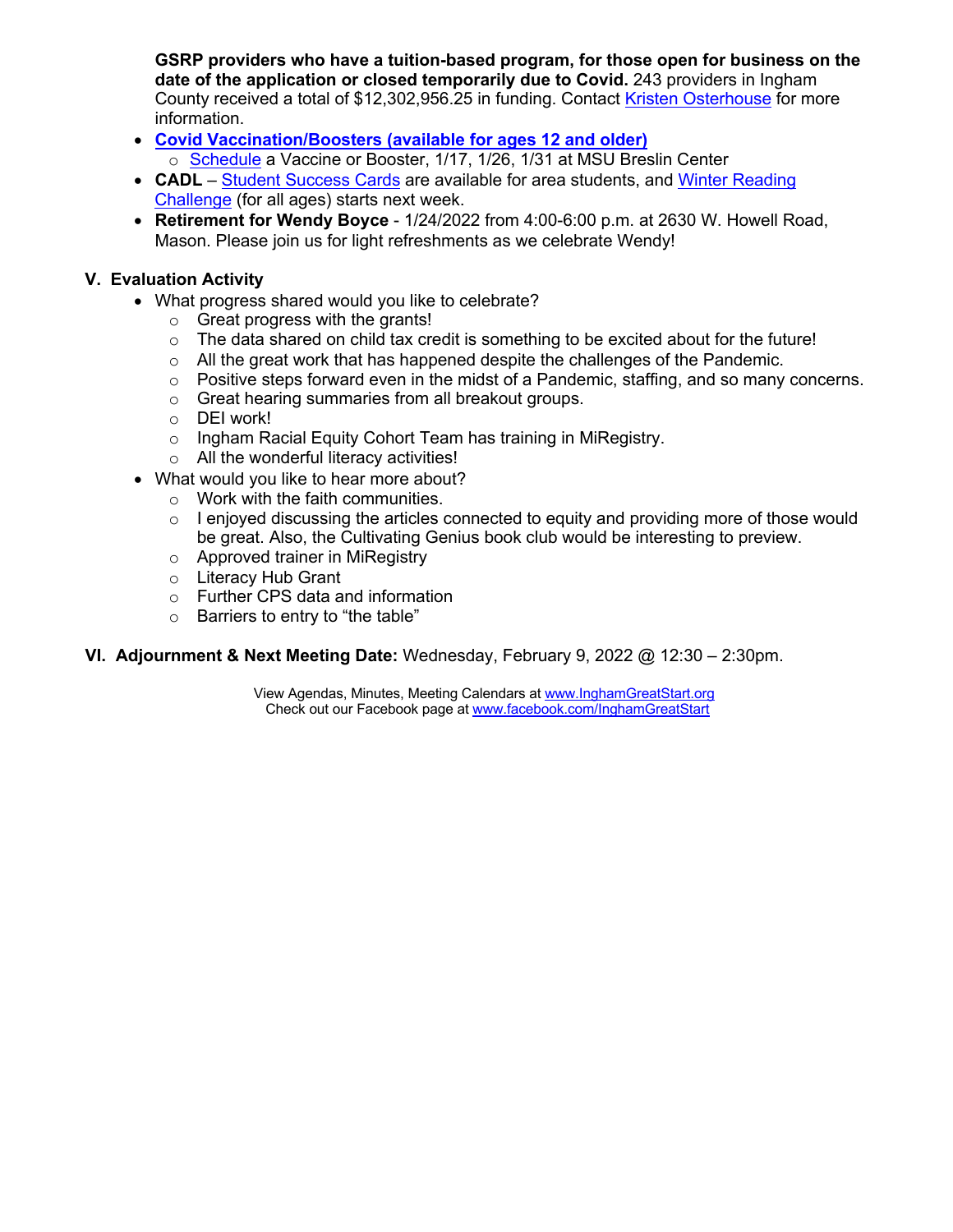**GSRP providers who have a tuition-based program, for those open for business on the date of the application or closed temporarily due to Covid.** 243 providers in Ingham County received a total of $12,302,956.25 in funding. Contact Kristen Osterhouse for more information.

- **Covid Vaccination/Boosters (available for ages 12 and older)**
    - Schedule a Vaccine or Booster, 1/17, 1/26, 1/31 at MSU Breslin Center
- **CADL** – Student Success Cards are available for area students, and Winter Reading Challenge (for all ages) starts next week.
- **Retirement for Wendy Boyce** - 1/24/2022 from 4:00-6:00 p.m. at 2630 W. Howell Road, Mason. Please join us for light refreshments as we celebrate Wendy!

## V. Evaluation Activity

- What progress shared would you like to celebrate?
    - Great progress with the grants!
    - The data shared on child tax credit is something to be excited about for the future!
    - All the great work that has happened despite the challenges of the Pandemic.
    - Positive steps forward even in the midst of a Pandemic, staffing, and so many concerns.
    - Great hearing summaries from all breakout groups.
    - DEI work!
    - Ingham Racial Equity Cohort Team has training in MiRegistry.
    - All the wonderful literacy activities!
- What would you like to hear more about?
    - Work with the faith communities.
    - I enjoyed discussing the articles connected to equity and providing more of those would be great. Also, the Cultivating Genius book club would be interesting to preview.
    - Approved trainer in MiRegistry
    - Literacy Hub Grant
    - Further CPS data and information
    - Barriers to entry to "the table"

## VI. Adjournment & Next Meeting Date: Wednesday, February 9, 2022 @ 12:30 – 2:30pm.

View Agendas, Minutes, Meeting Calendars at www.InghamGreatStart.org
Check out our Facebook page at www.facebook.com/InghamGreatStart